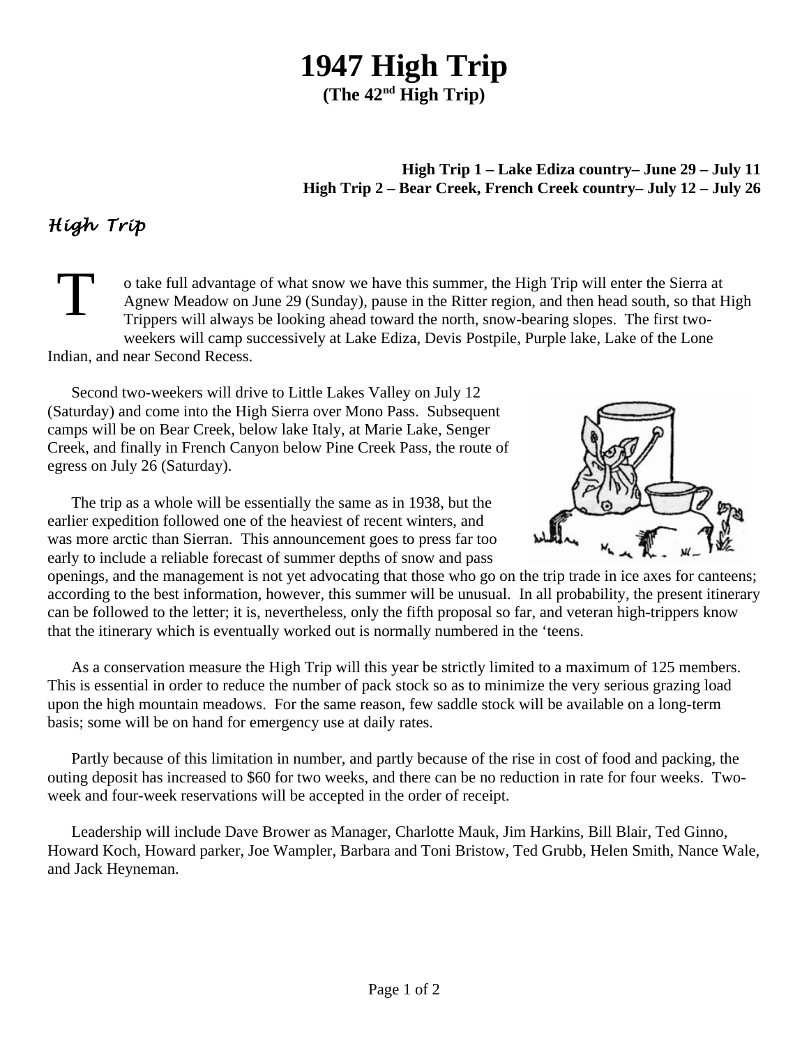# 1947 High Trip

**(The 42nd High Trip)**

**High Trip 1 – Lake Ediza country– June 29 – July 11**
**High Trip 2 – Bear Creek, French Creek country– July 12 – July 26**

## *High Trip*

To take full advantage of what snow we have this summer, the High Trip will enter the Sierra at Agnew Meadow on June 29 (Sunday), pause in the Ritter region, and then head south, so that High Trippers will always be looking ahead toward the north, snow-bearing slopes. The first two-weekers will camp successively at Lake Ediza, Devis Postpile, Purple lake, Lake of the Lone Indian, and near Second Recess.

Second two-weekers will drive to Little Lakes Valley on July 12 (Saturday) and come into the High Sierra over Mono Pass. Subsequent camps will be on Bear Creek, below lake Italy, at Marie Lake, Senger Creek, and finally in French Canyon below Pine Creek Pass, the route of egress on July 26 (Saturday).

The trip as a whole will be essentially the same as in 1938, but the earlier expedition followed one of the heaviest of recent winters, and was more arctic than Sierran. This announcement goes to press far too early to include a reliable forecast of summer depths of snow and pass openings, and the management is not yet advocating that those who go on the trip trade in ice axes for canteens; according to the best information, however, this summer will be unusual. In all probability, the present itinerary can be followed to the letter; it is, nevertheless, only the fifth proposal so far, and veteran high-trippers know that the itinerary which is eventually worked out is normally numbered in the 'teens.

As a conservation measure the High Trip will this year be strictly limited to a maximum of 125 members. This is essential in order to reduce the number of pack stock so as to minimize the very serious grazing load upon the high mountain meadows. For the same reason, few saddle stock will be available on a long-term basis; some will be on hand for emergency use at daily rates.

Partly because of this limitation in number, and partly because of the rise in cost of food and packing, the outing deposit has increased to $60 for two weeks, and there can be no reduction in rate for four weeks. Two-week and four-week reservations will be accepted in the order of receipt.

Leadership will include Dave Brower as Manager, Charlotte Mauk, Jim Harkins, Bill Blair, Ted Ginno, Howard Koch, Howard parker, Joe Wampler, Barbara and Toni Bristow, Ted Grubb, Helen Smith, Nance Wale, and Jack Heyneman.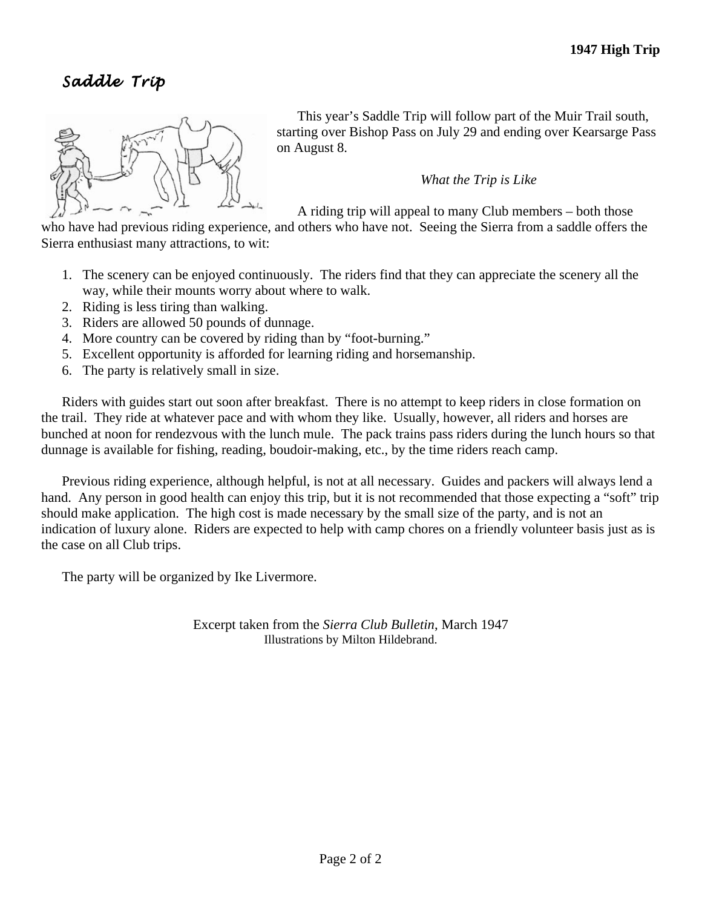# Saddle Trip

This year's Saddle Trip will follow part of the Muir Trail south, starting over Bishop Pass on July 29 and ending over Kearsarge Pass on August 8.

*What the Trip is Like*

A riding trip will appeal to many Club members – both those who have had previous riding experience, and others who have not. Seeing the Sierra from a saddle offers the Sierra enthusiast many attractions, to wit:

1. The scenery can be enjoyed continuously. The riders find that they can appreciate the scenery all the way, while their mounts worry about where to walk.
2. Riding is less tiring than walking.
3. Riders are allowed 50 pounds of dunnage.
4. More country can be covered by riding than by "foot-burning."
5. Excellent opportunity is afforded for learning riding and horsemanship.
6. The party is relatively small in size.

Riders with guides start out soon after breakfast. There is no attempt to keep riders in close formation on the trail. They ride at whatever pace and with whom they like. Usually, however, all riders and horses are bunched at noon for rendezvous with the lunch mule. The pack trains pass riders during the lunch hours so that dunnage is available for fishing, reading, boudoir-making, etc., by the time riders reach camp.

Previous riding experience, although helpful, is not at all necessary. Guides and packers will always lend a hand. Any person in good health can enjoy this trip, but it is not recommended that those expecting a "soft" trip should make application. The high cost is made necessary by the small size of the party, and is not an indication of luxury alone. Riders are expected to help with camp chores on a friendly volunteer basis just as is the case on all Club trips.

The party will be organized by Ike Livermore.

Excerpt taken from the *Sierra Club Bulletin*, March 1947
Illustrations by Milton Hildebrand.